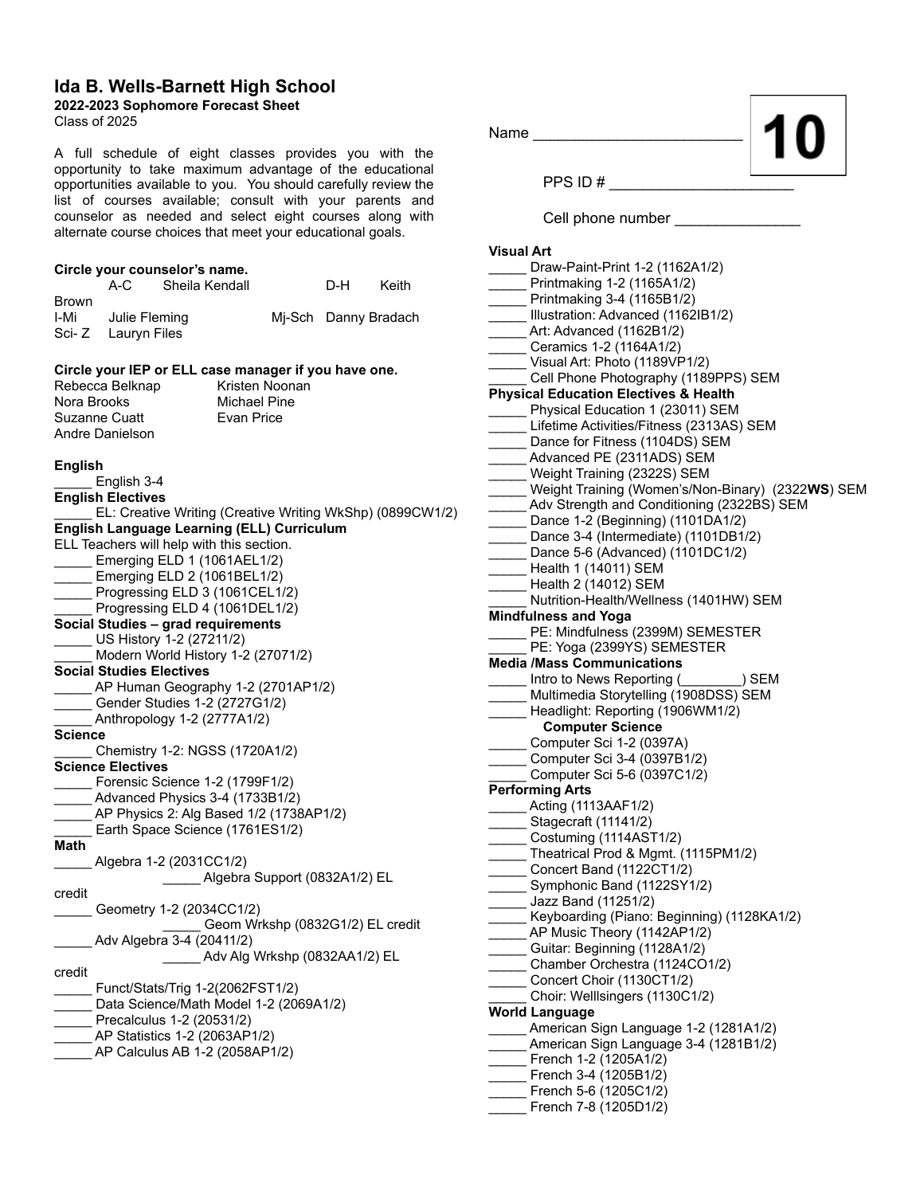# Ida B. Wells-Barnett High School

**2022-2023 Sophomore Forecast Sheet**

Class of 2025

A full schedule of eight classes provides you with the opportunity to take maximum advantage of the educational opportunities available to you. You should carefully review the list of courses available; consult with your parents and counselor as needed and select eight courses along with alternate course choices that meet your educational goals.

**Circle your counselor's name.**

A-C Sheila Kendall    D-H Keith Brown
I-Mi Julie Fleming    Mj-Sch Danny Bradach
Sci- Z Lauryn Files

**Circle your IEP or ELL case manager if you have one.**

Rebecca Belknap    Kristen Noonan
Nora Brooks    Michael Pine
Suzanne Cuatt    Evan Price
Andre Danielson

**English**

_____ English 3-4

**English Electives**

_____ EL: Creative Writing (Creative Writing WkShp) (0899CW1/2)

**English Language Learning (ELL) Curriculum**

ELL Teachers will help with this section.

_____ Emerging ELD 1 (1061AEL1/2)
_____ Emerging ELD 2 (1061BEL1/2)
_____ Progressing ELD 3 (1061CEL1/2)
_____ Progressing ELD 4 (1061DEL1/2)

**Social Studies – grad requirements**

_____ US History 1-2 (27211/2)
_____ Modern World History 1-2 (27071/2)

**Social Studies Electives**

_____ AP Human Geography 1-2 (2701AP1/2)
_____ Gender Studies 1-2 (2727G1/2)
_____ Anthropology 1-2 (2777A1/2)

**Science**

_____ Chemistry 1-2: NGSS (1720A1/2)

**Science Electives**

_____ Forensic Science 1-2 (1799F1/2)
_____ Advanced Physics 3-4 (1733B1/2)
_____ AP Physics 2: Alg Based 1/2 (1738AP1/2)
_____ Earth Space Science (1761ES1/2)

**Math**

_____ Algebra 1-2 (2031CC1/2)
    _____ Algebra Support (0832A1/2) EL credit
_____ Geometry 1-2 (2034CC1/2)
    _____ Geom Wrkshp (0832G1/2) EL credit
_____ Adv Algebra 3-4 (20411/2)
    _____ Adv Alg Wrkshp (0832AA1/2) EL credit
_____ Funct/Stats/Trig 1-2(2062FST1/2)
_____ Data Science/Math Model 1-2 (2069A1/2)
_____ Precalculus 1-2 (20531/2)
_____ AP Statistics 1-2 (2063AP1/2)
_____ AP Calculus AB 1-2 (2058AP1/2)

Name ________________________    **10**

PPS ID # ____________________

Cell phone number ______________

**Visual Art**

_____ Draw-Paint-Print 1-2 (1162A1/2)
_____ Printmaking 1-2 (1165A1/2)
_____ Printmaking 3-4 (1165B1/2)
_____ Illustration: Advanced (1162IB1/2)
_____ Art: Advanced (1162B1/2)
_____ Ceramics 1-2 (1164A1/2)
_____ Visual Art: Photo (1189VP1/2)
_____ Cell Phone Photography (1189PPS) SEM

**Physical Education Electives & Health**

_____ Physical Education 1 (23011) SEM
_____ Lifetime Activities/Fitness (2313AS) SEM
_____ Dance for Fitness (1104DS) SEM
_____ Advanced PE (2311ADS) SEM
_____ Weight Training (2322S) SEM
_____ Weight Training (Women's/Non-Binary) (2322**WS**) SEM
_____ Adv Strength and Conditioning (2322BS) SEM
_____ Dance 1-2 (Beginning) (1101DA1/2)
_____ Dance 3-4 (Intermediate) (1101DB1/2)
_____ Dance 5-6 (Advanced) (1101DC1/2)
_____ Health 1 (14011) SEM
_____ Health 2 (14012) SEM
_____ Nutrition-Health/Wellness (1401HW) SEM

**Mindfulness and Yoga**

_____ PE: Mindfulness (2399M) SEMESTER
_____ PE: Yoga (2399YS) SEMESTER

**Media /Mass Communications**

_____ Intro to News Reporting (________) SEM
_____ Multimedia Storytelling (1908DSS) SEM
_____ Headlight: Reporting (1906WM1/2)

**Computer Science**

_____ Computer Sci 1-2 (0397A)
_____ Computer Sci 3-4 (0397B1/2)
_____ Computer Sci 5-6 (0397C1/2)

**Performing Arts**

_____ Acting (1113AAF1/2)
_____ Stagecraft (11141/2)
_____ Costuming (1114AST1/2)
_____ Theatrical Prod & Mgmt. (1115PM1/2)
_____ Concert Band (1122CT1/2)
_____ Symphonic Band (1122SY1/2)
_____ Jazz Band (11251/2)
_____ Keyboarding (Piano: Beginning) (1128KA1/2)
_____ AP Music Theory (1142AP1/2)
_____ Guitar: Beginning (1128A1/2)
_____ Chamber Orchestra (1124CO1/2)
_____ Concert Choir (1130CT1/2)
_____ Choir: Welllsingers (1130C1/2)

**World Language**

_____ American Sign Language 1-2 (1281A1/2)
_____ American Sign Language 3-4 (1281B1/2)
_____ French 1-2 (1205A1/2)
_____ French 3-4 (1205B1/2)
_____ French 5-6 (1205C1/2)
_____ French 7-8 (1205D1/2)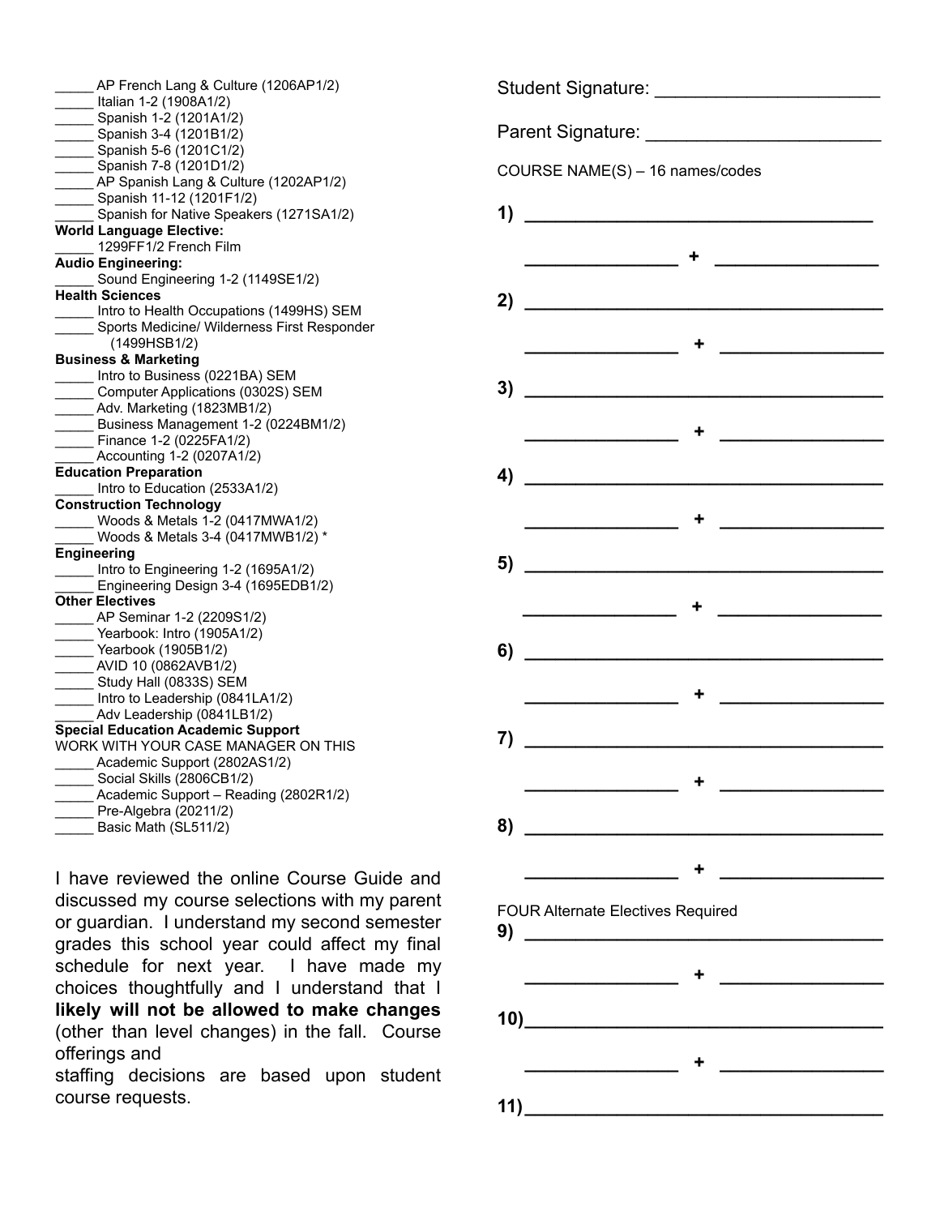_____ AP French Lang & Culture (1206AP1/2)
_____ Italian 1-2 (1908A1/2)
_____ Spanish 1-2 (1201A1/2)
_____ Spanish 3-4 (1201B1/2)
_____ Spanish 5-6 (1201C1/2)
_____ Spanish 7-8 (1201D1/2)
_____ AP Spanish Lang & Culture (1202AP1/2)
_____ Spanish 11-12 (1201F1/2)
_____ Spanish for Native Speakers (1271SA1/2)

**World Language Elective:**
_____ 1299FF1/2 French Film

**Audio Engineering:**
_____ Sound Engineering 1-2 (1149SE1/2)

**Health Sciences**
_____ Intro to Health Occupations (1499HS) SEM
_____ Sports Medicine/ Wilderness First Responder (1499HSB1/2)

**Business & Marketing**
_____ Intro to Business (0221BA) SEM
_____ Computer Applications (0302S) SEM
_____ Adv. Marketing (1823MB1/2)
_____ Business Management 1-2 (0224BM1/2)
_____ Finance 1-2 (0225FA1/2)
_____ Accounting 1-2 (0207A1/2)

**Education Preparation**
_____ Intro to Education (2533A1/2)

**Construction Technology**
_____ Woods & Metals 1-2 (0417MWA1/2)
_____ Woods & Metals 3-4 (0417MWB1/2) *

**Engineering**
_____ Intro to Engineering 1-2 (1695A1/2)
_____ Engineering Design 3-4 (1695EDB1/2)

**Other Electives**
_____ AP Seminar 1-2 (2209S1/2)
_____ Yearbook: Intro (1905A1/2)
_____ Yearbook (1905B1/2)
_____ AVID 10 (0862AVB1/2)
_____ Study Hall (0833S) SEM
_____ Intro to Leadership (0841LA1/2)
_____ Adv Leadership (0841LB1/2)

**Special Education Academic Support**
WORK WITH YOUR CASE MANAGER ON THIS
_____ Academic Support (2802AS1/2)
_____ Social Skills (2806CB1/2)
_____ Academic Support – Reading (2802R1/2)
_____ Pre-Algebra (20211/2)
_____ Basic Math (SL511/2)

I have reviewed the online Course Guide and discussed my course selections with my parent or guardian. I understand my second semester grades this school year could affect my final schedule for next year. I have made my choices thoughtfully and I understand that I **likely will not be allowed to make changes** (other than level changes) in the fall. Course offerings and staffing decisions are based upon student course requests.

Student Signature: ______________________

Parent Signature: ______________________

COURSE NAME(S) – 16 names/codes

**1)** ______________________________
______________ **+** ______________

**2)** ______________________________
______________ **+** ______________

**3)** ______________________________
______________ **+** ______________

**4)** ______________________________
______________ **+** ______________

**5)** ______________________________
______________ **+** ______________

**6)** ______________________________
______________ **+** ______________

**7)** ______________________________
______________ **+** ______________

**8)** ______________________________
______________ **+** ______________

FOUR Alternate Electives Required

**9)** ______________________________
______________ **+** ______________

**10)**______________________________
______________ **+** ______________

**11)**______________________________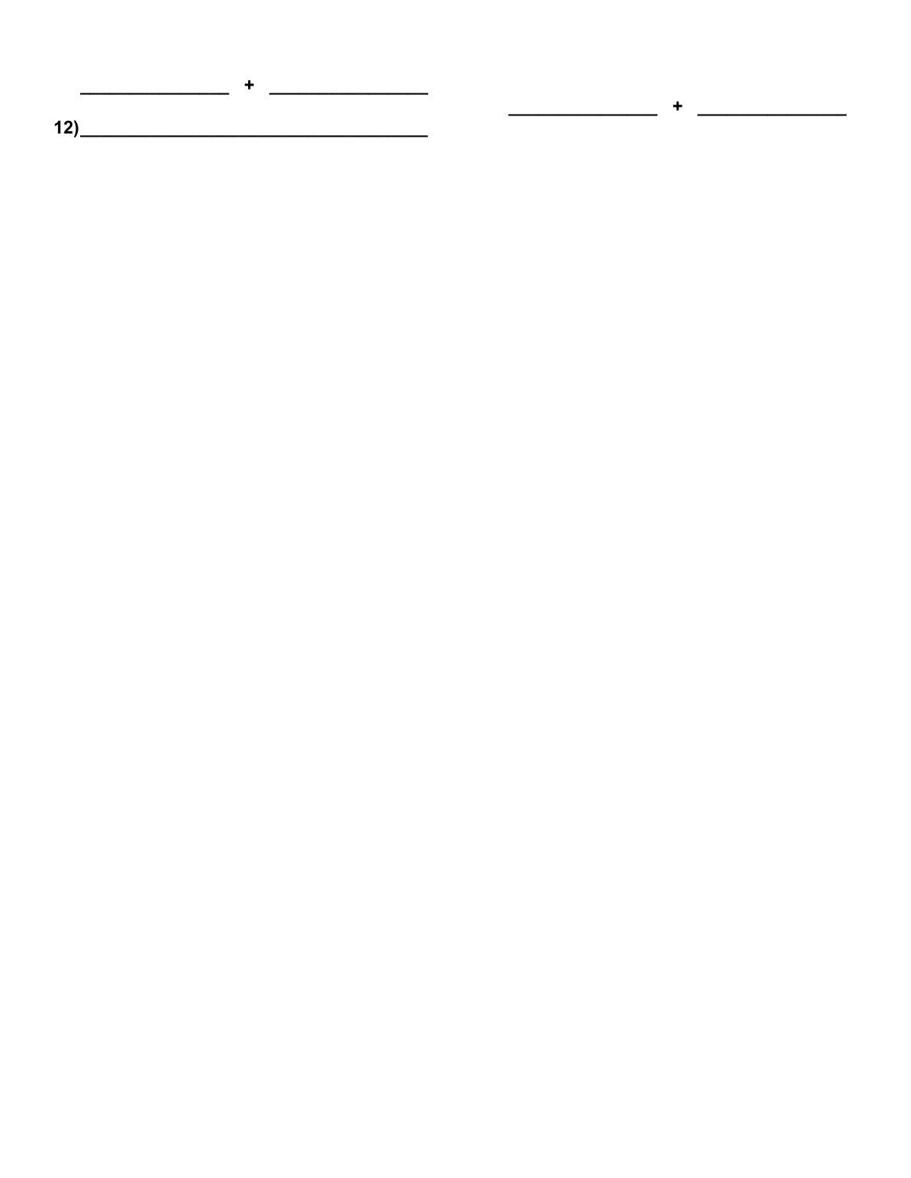_______________ + ________________

12)___________________________________

_______________ + _______________